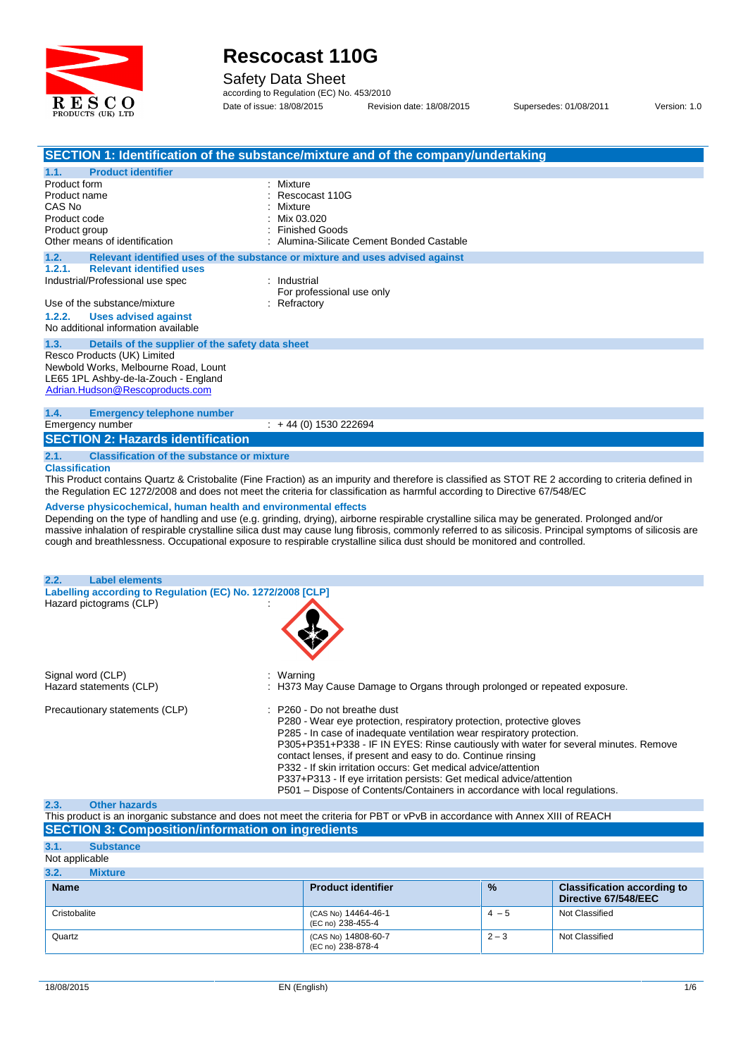# Rescocast 110G

Safety Data Sheet

according to Regulation (EC) No. 453/2010

Date of issue: 18/08/2015 Revision date: 18/08/2015 Supersedes: 01/08/2011 Version: 1.0

## SECTION 1: Identification of the substance/mixture and of the company/undertaking

### 1.1. Product identifier

Product form : Mixture
Product name : Rescocast 110G
CAS No : Mixture
Product code : Mix 03.020
Product group : Finished Goods
Other means of identification : Alumina-Silicate Cement Bonded Castable

### 1.2. Relevant identified uses of the substance or mixture and uses advised against

#### 1.2.1. Relevant identified uses

Industrial/Professional use spec : Industrial
For professional use only

Use of the substance/mixture : Refractory

#### 1.2.2. Uses advised against

No additional information available

### 1.3. Details of the supplier of the safety data sheet

Resco Products (UK) Limited
Newbold Works, Melbourne Road, Lount
LE65 1PL Ashby-de-la-Zouch - England
Adrian.Hudson@Rescoproducts.com

### 1.4. Emergency telephone number

Emergency number : + 44 (0) 1530 222694

## SECTION 2: Hazards identification

### 2.1. Classification of the substance or mixture

**Classification**

This Product contains Quartz & Cristobalite (Fine Fraction) as an impurity and therefore is classified as STOT RE 2 according to criteria defined in the Regulation EC 1272/2008 and does not meet the criteria for classification as harmful according to Directive 67/548/EC

**Adverse physicochemical, human health and environmental effects**

Depending on the type of handling and use (e.g. grinding, drying), airborne respirable crystalline silica may be generated. Prolonged and/or massive inhalation of respirable crystalline silica dust may cause lung fibrosis, commonly referred to as silicosis. Principal symptoms of silicosis are cough and breathlessness. Occupational exposure to respirable crystalline silica dust should be monitored and controlled.

### 2.2. Label elements

**Labelling according to Regulation (EC) No. 1272/2008 [CLP]**

Hazard pictograms (CLP) :

Signal word (CLP) : Warning

Hazard statements (CLP) : H373 May Cause Damage to Organs through prolonged or repeated exposure.

Precautionary statements (CLP) :
- P260 - Do not breathe dust
- P280 - Wear eye protection, respiratory protection, protective gloves
- P285 - In case of inadequate ventilation wear respiratory protection.
- P305+P351+P338 - IF IN EYES: Rinse cautiously with water for several minutes. Remove contact lenses, if present and easy to do. Continue rinsing
- P332 - If skin irritation occurs: Get medical advice/attention
- P337+P313 - If eye irritation persists: Get medical advice/attention
- P501 – Dispose of Contents/Containers in accordance with local regulations.

### 2.3. Other hazards

This product is an inorganic substance and does not meet the criteria for PBT or vPvB in accordance with Annex XIII of REACH

## SECTION 3: Composition/information on ingredients

### 3.1. Substance

Not applicable

### 3.2. Mixture

| Name | Product identifier | % | Classification according to Directive 67/548/EEC |
|---|---|---|---|
| Cristobalite | (CAS No) 14464-46-1<br>(EC no) 238-455-4 | 4 – 5 | Not Classified |
| Quartz | (CAS No) 14808-60-7<br>(EC no) 238-878-4 | 2 – 3 | Not Classified |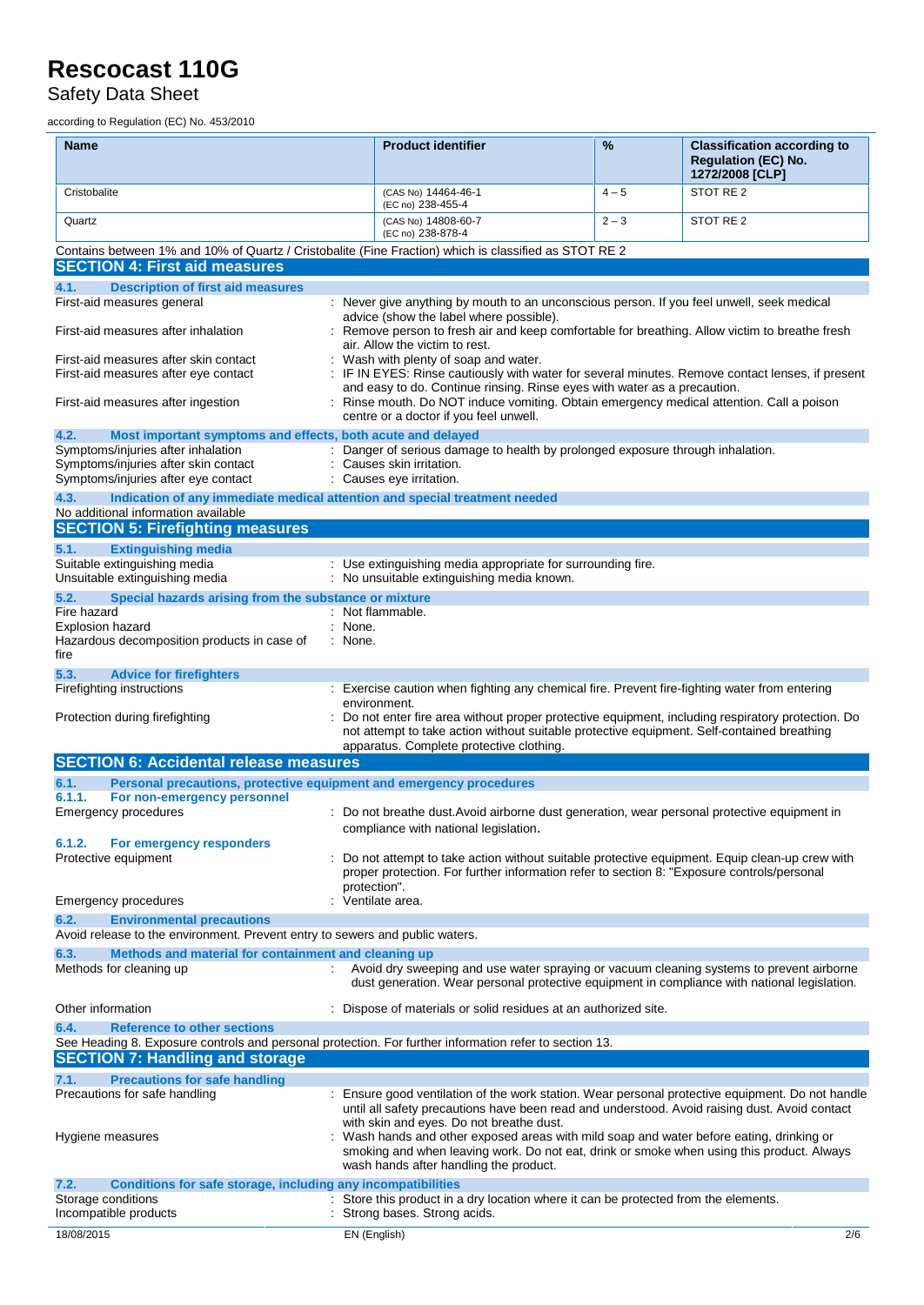| Name | Product identifier | % | Classification according to Regulation (EC) No. 1272/2008 [CLP] |
|---|---|---|---|
| Cristobalite | (CAS No) 14464-46-1<br>(EC no) 238-455-4 | 4 – 5 | STOT RE 2 |
| Quartz | (CAS No) 14808-60-7<br>(EC no) 238-878-4 | 2 – 3 | STOT RE 2 |

Contains between 1% and 10% of Quartz / Cristobalite (Fine Fraction) which is classified as STOT RE 2

## SECTION 4: First aid measures

### 4.1. Description of first aid measures

First-aid measures general : Never give anything by mouth to an unconscious person. If you feel unwell, seek medical advice (show the label where possible).

First-aid measures after inhalation : Remove person to fresh air and keep comfortable for breathing. Allow victim to breathe fresh air. Allow the victim to rest.

First-aid measures after skin contact : Wash with plenty of soap and water.

First-aid measures after eye contact : IF IN EYES: Rinse cautiously with water for several minutes. Remove contact lenses, if present and easy to do. Continue rinsing. Rinse eyes with water as a precaution.

First-aid measures after ingestion : Rinse mouth. Do NOT induce vomiting. Obtain emergency medical attention. Call a poison centre or a doctor if you feel unwell.

### 4.2. Most important symptoms and effects, both acute and delayed

Symptoms/injuries after inhalation : Danger of serious damage to health by prolonged exposure through inhalation.

Symptoms/injuries after skin contact : Causes skin irritation.

Symptoms/injuries after eye contact : Causes eye irritation.

### 4.3. Indication of any immediate medical attention and special treatment needed

No additional information available

## SECTION 5: Firefighting measures

### 5.1. Extinguishing media

Suitable extinguishing media : Use extinguishing media appropriate for surrounding fire.

Unsuitable extinguishing media : No unsuitable extinguishing media known.

### 5.2. Special hazards arising from the substance or mixture

Fire hazard : Not flammable.

Explosion hazard : None.

Hazardous decomposition products in case of fire : None.

### 5.3. Advice for firefighters

Firefighting instructions : Exercise caution when fighting any chemical fire. Prevent fire-fighting water from entering environment.

Protection during firefighting : Do not enter fire area without proper protective equipment, including respiratory protection. Do not attempt to take action without suitable protective equipment. Self-contained breathing apparatus. Complete protective clothing.

## SECTION 6: Accidental release measures

### 6.1. Personal precautions, protective equipment and emergency procedures

#### 6.1.1. For non-emergency personnel

Emergency procedures : Do not breathe dust.Avoid airborne dust generation, wear personal protective equipment in compliance with national legislation.

#### 6.1.2. For emergency responders

Protective equipment : Do not attempt to take action without suitable protective equipment. Equip clean-up crew with proper protection. For further information refer to section 8: "Exposure controls/personal protection".

Emergency procedures : Ventilate area.

### 6.2. Environmental precautions

Avoid release to the environment. Prevent entry to sewers and public waters.

### 6.3. Methods and material for containment and cleaning up

Methods for cleaning up : Avoid dry sweeping and use water spraying or vacuum cleaning systems to prevent airborne dust generation. Wear personal protective equipment in compliance with national legislation.

Other information : Dispose of materials or solid residues at an authorized site.

### 6.4. Reference to other sections

See Heading 8. Exposure controls and personal protection. For further information refer to section 13.

## SECTION 7: Handling and storage

### 7.1. Precautions for safe handling

Precautions for safe handling : Ensure good ventilation of the work station. Wear personal protective equipment. Do not handle until all safety precautions have been read and understood. Avoid raising dust. Avoid contact with skin and eyes. Do not breathe dust.

Hygiene measures : Wash hands and other exposed areas with mild soap and water before eating, drinking or smoking and when leaving work. Do not eat, drink or smoke when using this product. Always wash hands after handling the product.

### 7.2. Conditions for safe storage, including any incompatibilities

Storage conditions : Store this product in a dry location where it can be protected from the elements.

Incompatible products : Strong bases. Strong acids.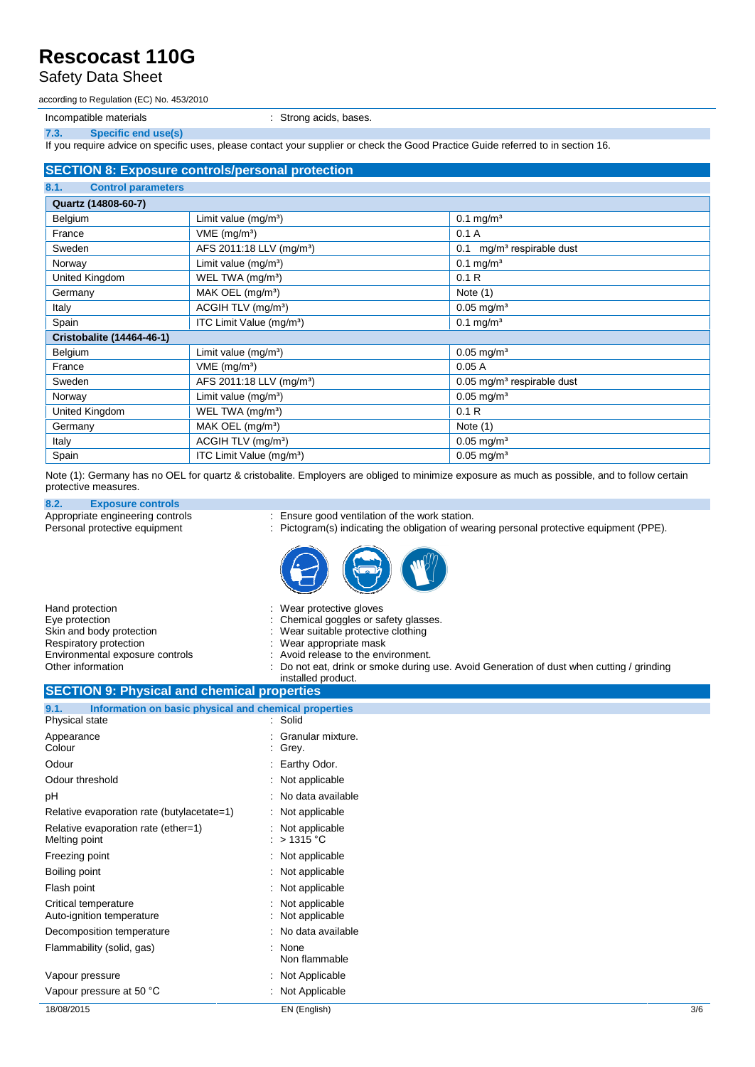Incompatible materials : Strong acids, bases.

### 7.3. Specific end use(s)

If you require advice on specific uses, please contact your supplier or check the Good Practice Guide referred to in section 16.

## SECTION 8: Exposure controls/personal protection

### 8.1. Control parameters

| Quartz (14808-60-7) | | |
|---|---|---|
| Belgium | Limit value (mg/m³) | 0.1 mg/m³ |
| France | VME (mg/m³) | 0.1 A |
| Sweden | AFS 2011:18 LLV (mg/m³) | 0.1 mg/m³ respirable dust |
| Norway | Limit value (mg/m³) | 0.1 mg/m³ |
| United Kingdom | WEL TWA (mg/m³) | 0.1 R |
| Germany | MAK OEL (mg/m³) | Note (1) |
| Italy | ACGIH TLV (mg/m³) | 0.05 mg/m³ |
| Spain | ITC Limit Value (mg/m³) | 0.1 mg/m³ |
| **Cristobalite (14464-46-1)** | | |
| Belgium | Limit value (mg/m³) | 0.05 mg/m³ |
| France | VME (mg/m³) | 0.05 A |
| Sweden | AFS 2011:18 LLV (mg/m³) | 0.05 mg/m³ respirable dust |
| Norway | Limit value (mg/m³) | 0.05 mg/m³ |
| United Kingdom | WEL TWA (mg/m³) | 0.1 R |
| Germany | MAK OEL (mg/m³) | Note (1) |
| Italy | ACGIH TLV (mg/m³) | 0.05 mg/m³ |
| Spain | ITC Limit Value (mg/m³) | 0.05 mg/m³ |

Note (1): Germany has no OEL for quartz & cristobalite. Employers are obliged to minimize exposure as much as possible, and to follow certain protective measures.

### 8.2. Exposure controls

Appropriate engineering controls : Ensure good ventilation of the work station.

Personal protective equipment : Pictogram(s) indicating the obligation of wearing personal protective equipment (PPE).

Hand protection : Wear protective gloves

Eye protection : Chemical goggles or safety glasses.

Skin and body protection : Wear suitable protective clothing

Respiratory protection : Wear appropriate mask

Environmental exposure controls : Avoid release to the environment.

Other information : Do not eat, drink or smoke during use. Avoid Generation of dust when cutting / grinding installed product.

## SECTION 9: Physical and chemical properties

### 9.1. Information on basic physical and chemical properties

Physical state : Solid

Appearance : Granular mixture.

Colour : Grey.

Odour : Earthy Odor.

Odour threshold : Not applicable

pH : No data available

Relative evaporation rate (butylacetate=1) : Not applicable

Relative evaporation rate (ether=1) : Not applicable

Melting point : > 1315 °C

Freezing point : Not applicable

Boiling point : Not applicable

Flash point : Not applicable

Critical temperature : Not applicable

Auto-ignition temperature : Not applicable

Decomposition temperature : No data available

Flammability (solid, gas) : None
Non flammable

Vapour pressure : Not Applicable

Vapour pressure at 50 °C : Not Applicable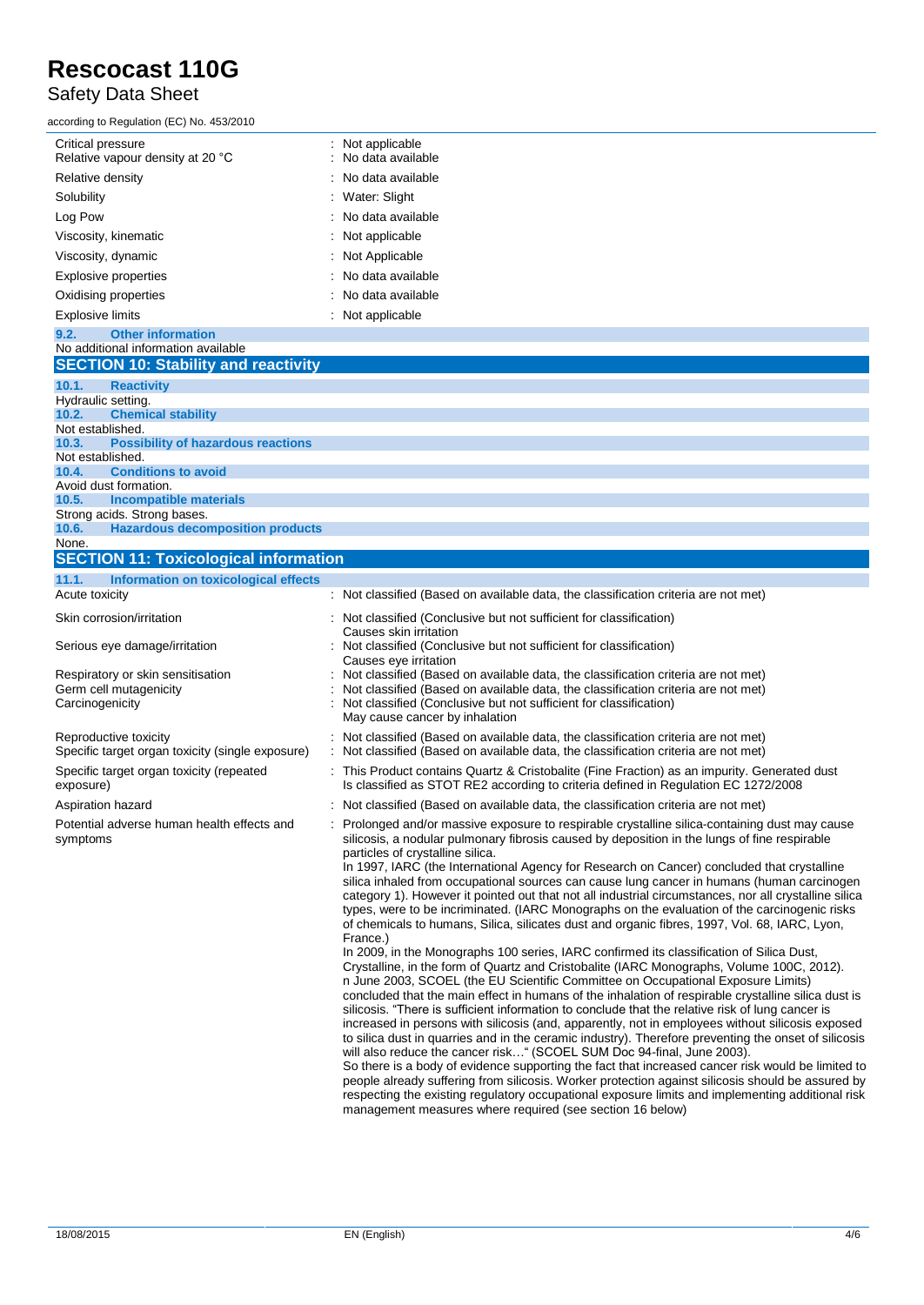| | |
|---|---|
| Critical pressure | : Not applicable |
| Relative vapour density at 20 °C | : No data available |
| Relative density | : No data available |
| Solubility | : Water: Slight |
| Log Pow | : No data available |
| Viscosity, kinematic | : Not applicable |
| Viscosity, dynamic | : Not Applicable |
| Explosive properties | : No data available |
| Oxidising properties | : No data available |
| Explosive limits | : Not applicable |

### 9.2. Other information

No additional information available

## SECTION 10: Stability and reactivity

### 10.1. Reactivity

Hydraulic setting.

### 10.2. Chemical stability

Not established.

### 10.3. Possibility of hazardous reactions

Not established.

### 10.4. Conditions to avoid

Avoid dust formation.

### 10.5. Incompatible materials

Strong acids. Strong bases.

### 10.6. Hazardous decomposition products

None.

## SECTION 11: Toxicological information

### 11.1. Information on toxicological effects

| | |
|---|---|
| Acute toxicity | : Not classified (Based on available data, the classification criteria are not met) |
| Skin corrosion/irritation | : Not classified (Conclusive but not sufficient for classification)<br>Causes skin irritation |
| Serious eye damage/irritation | : Not classified (Conclusive but not sufficient for classification)<br>Causes eye irritation |
| Respiratory or skin sensitisation | : Not classified (Based on available data, the classification criteria are not met) |
| Germ cell mutagenicity | : Not classified (Based on available data, the classification criteria are not met) |
| Carcinogenicity | : Not classified (Conclusive but not sufficient for classification)<br>May cause cancer by inhalation |
| Reproductive toxicity | : Not classified (Based on available data, the classification criteria are not met) |
| Specific target organ toxicity (single exposure) | : Not classified (Based on available data, the classification criteria are not met) |
| Specific target organ toxicity (repeated exposure) | : This Product contains Quartz & Cristobalite (Fine Fraction) as an impurity. Generated dust Is classified as STOT RE2 according to criteria defined in Regulation EC 1272/2008 |
| Aspiration hazard | : Not classified (Based on available data, the classification criteria are not met) |
| Potential adverse human health effects and symptoms | : Prolonged and/or massive exposure to respirable crystalline silica-containing dust may cause silicosis, a nodular pulmonary fibrosis caused by deposition in the lungs of fine respirable particles of crystalline silica.<br>In 1997, IARC (the International Agency for Research on Cancer) concluded that crystalline silica inhaled from occupational sources can cause lung cancer in humans (human carcinogen category 1). However it pointed out that not all industrial circumstances, nor all crystalline silica types, were to be incriminated. (IARC Monographs on the evaluation of the carcinogenic risks of chemicals to humans, Silica, silicates dust and organic fibres, 1997, Vol. 68, IARC, Lyon, France.)<br>In 2009, in the Monographs 100 series, IARC confirmed its classification of Silica Dust, Crystalline, in the form of Quartz and Cristobalite (IARC Monographs, Volume 100C, 2012).<br>n June 2003, SCOEL (the EU Scientific Committee on Occupational Exposure Limits) concluded that the main effect in humans of the inhalation of respirable crystalline silica dust is silicosis. "There is sufficient information to conclude that the relative risk of lung cancer is increased in persons with silicosis (and, apparently, not in employees without silicosis exposed to silica dust in quarries and in the ceramic industry). Therefore preventing the onset of silicosis will also reduce the cancer risk…" (SCOEL SUM Doc 94-final, June 2003).<br>So there is a body of evidence supporting the fact that increased cancer risk would be limited to people already suffering from silicosis. Worker protection against silicosis should be assured by respecting the existing regulatory occupational exposure limits and implementing additional risk management measures where required (see section 16 below) |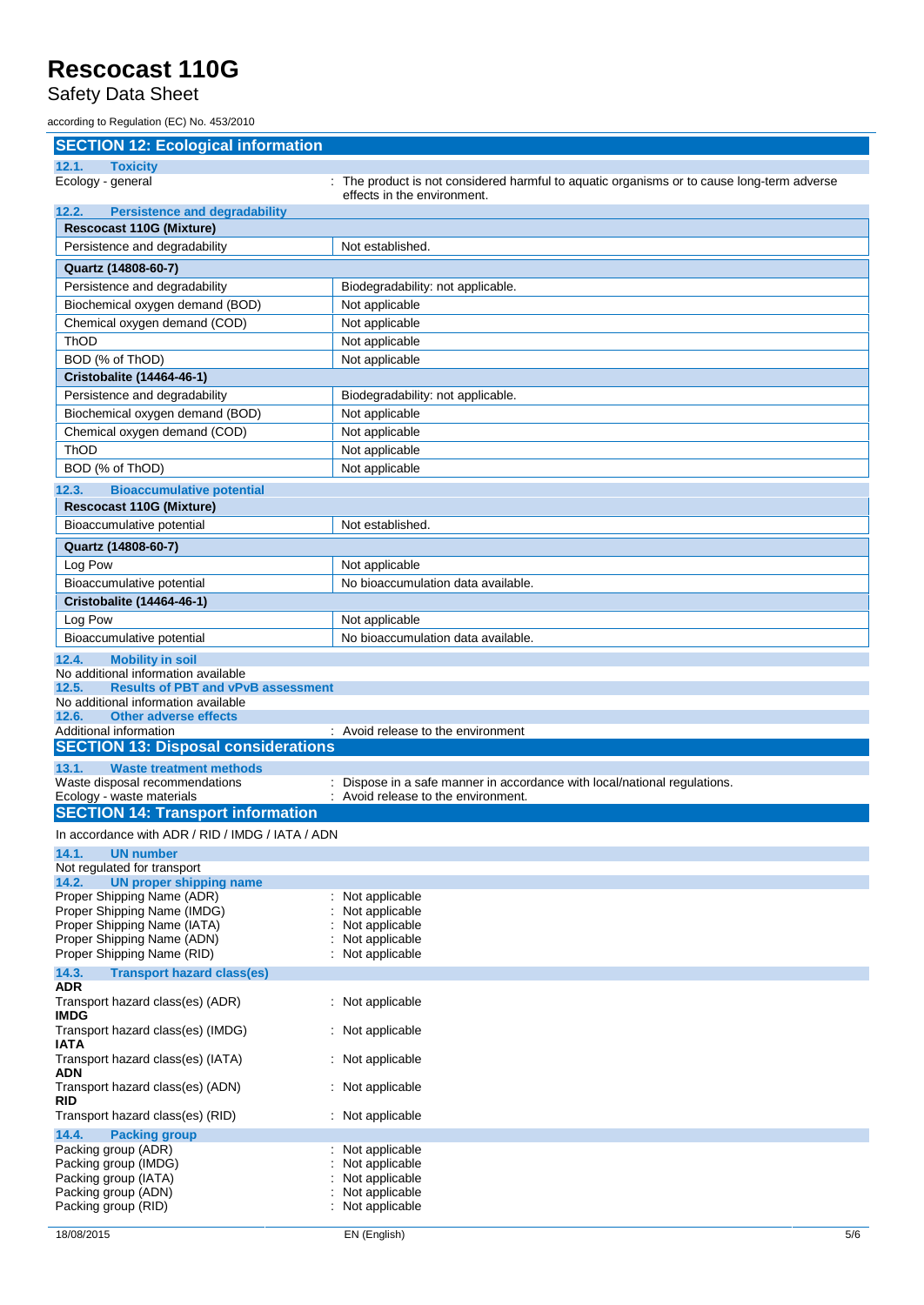## SECTION 12: Ecological information

### 12.1. Toxicity

Ecology - general : The product is not considered harmful to aquatic organisms or to cause long-term adverse effects in the environment.

### 12.2. Persistence and degradability

| Rescocast 110G (Mixture) | |
|---|---|
| Persistence and degradability | Not established. |

| Quartz (14808-60-7) | |
|---|---|
| Persistence and degradability | Biodegradability: not applicable. |
| Biochemical oxygen demand (BOD) | Not applicable |
| Chemical oxygen demand (COD) | Not applicable |
| ThOD | Not applicable |
| BOD (% of ThOD) | Not applicable |

| Cristobalite (14464-46-1) | |
|---|---|
| Persistence and degradability | Biodegradability: not applicable. |
| Biochemical oxygen demand (BOD) | Not applicable |
| Chemical oxygen demand (COD) | Not applicable |
| ThOD | Not applicable |
| BOD (% of ThOD) | Not applicable |

### 12.3. Bioaccumulative potential

| Rescocast 110G (Mixture) | |
|---|---|
| Bioaccumulative potential | Not established. |

| Quartz (14808-60-7) | |
|---|---|
| Log Pow | Not applicable |
| Bioaccumulative potential | No bioaccumulation data available. |

| Cristobalite (14464-46-1) | |
|---|---|
| Log Pow | Not applicable |
| Bioaccumulative potential | No bioaccumulation data available. |

### 12.4. Mobility in soil

No additional information available

### 12.5. Results of PBT and vPvB assessment

No additional information available

### 12.6. Other adverse effects

Additional information : Avoid release to the environment

## SECTION 13: Disposal considerations

### 13.1. Waste treatment methods

Waste disposal recommendations : Dispose in a safe manner in accordance with local/national regulations.

Ecology - waste materials : Avoid release to the environment.

## SECTION 14: Transport information

In accordance with ADR / RID / IMDG / IATA / ADN

### 14.1. UN number

Not regulated for transport

### 14.2. UN proper shipping name

Proper Shipping Name (ADR) : Not applicable

Proper Shipping Name (IMDG) : Not applicable

Proper Shipping Name (IATA) : Not applicable

Proper Shipping Name (ADN) : Not applicable

Proper Shipping Name (RID) : Not applicable

### 14.3. Transport hazard class(es)

**ADR**

Transport hazard class(es) (ADR) : Not applicable

**IMDG**

Transport hazard class(es) (IMDG) : Not applicable

**IATA**

Transport hazard class(es) (IATA) : Not applicable

**ADN**

Transport hazard class(es) (ADN) : Not applicable

**RID**

Transport hazard class(es) (RID) : Not applicable

### 14.4. Packing group

Packing group (ADR) : Not applicable

Packing group (IMDG) : Not applicable

Packing group (IATA) : Not applicable

Packing group (ADN) : Not applicable

Packing group (RID) : Not applicable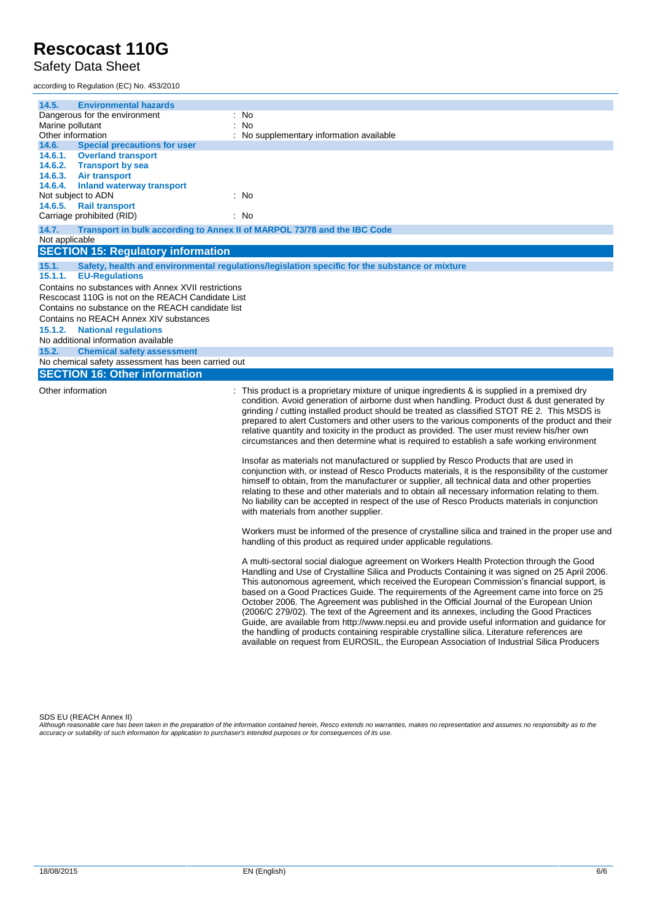| | |
|---|---|
| **14.5. Environmental hazards** | |
| Dangerous for the environment | : No |
| Marine pollutant | : No |
| Other information | : No supplementary information available |
| **14.6. Special precautions for user** | |
| **14.6.1. Overland transport** | |
| **14.6.2. Transport by sea** | |
| **14.6.3. Air transport** | |
| **14.6.4. Inland waterway transport** | |
| Not subject to ADN | : No |
| **14.6.5. Rail transport** | |
| Carriage prohibited (RID) | : No |

**14.7. Transport in bulk according to Annex II of MARPOL 73/78 and the IBC Code**

Not applicable

## SECTION 15: Regulatory information

**15.1. Safety, health and environmental regulations/legislation specific for the substance or mixture**

**15.1.1. EU-Regulations**

Contains no substances with Annex XVII restrictions
Rescocast 110G is not on the REACH Candidate List
Contains no substance on the REACH candidate list
Contains no REACH Annex XIV substances

**15.1.2. National regulations**

No additional information available

**15.2. Chemical safety assessment**

No chemical safety assessment has been carried out

## SECTION 16: Other information

Other information : This product is a proprietary mixture of unique ingredients & is supplied in a premixed dry condition. Avoid generation of airborne dust when handling. Product dust & dust generated by grinding / cutting installed product should be treated as classified STOT RE 2. This MSDS is prepared to alert Customers and other users to the various components of the product and their relative quantity and toxicity in the product as provided. The user must review his/her own circumstances and then determine what is required to establish a safe working environment

Insofar as materials not manufactured or supplied by Resco Products that are used in conjunction with, or instead of Resco Products materials, it is the responsibility of the customer himself to obtain, from the manufacturer or supplier, all technical data and other properties relating to these and other materials and to obtain all necessary information relating to them. No liability can be accepted in respect of the use of Resco Products materials in conjunction with materials from another supplier.

Workers must be informed of the presence of crystalline silica and trained in the proper use and handling of this product as required under applicable regulations.

A multi-sectoral social dialogue agreement on Workers Health Protection through the Good Handling and Use of Crystalline Silica and Products Containing it was signed on 25 April 2006. This autonomous agreement, which received the European Commission's financial support, is based on a Good Practices Guide. The requirements of the Agreement came into force on 25 October 2006. The Agreement was published in the Official Journal of the European Union (2006/C 279/02). The text of the Agreement and its annexes, including the Good Practices Guide, are available from http://www.nepsi.eu and provide useful information and guidance for the handling of products containing respirable crystalline silica. Literature references are available on request from EUROSIL, the European Association of Industrial Silica Producers

SDS EU (REACH Annex II)

*Although reasonable care has been taken in the preparation of the information contained herein, Resco extends no warranties, makes no representation and assumes no responsibilty as to the accuracy or suitability of such information for application to purchaser's intended purposes or for consequences of its use.*